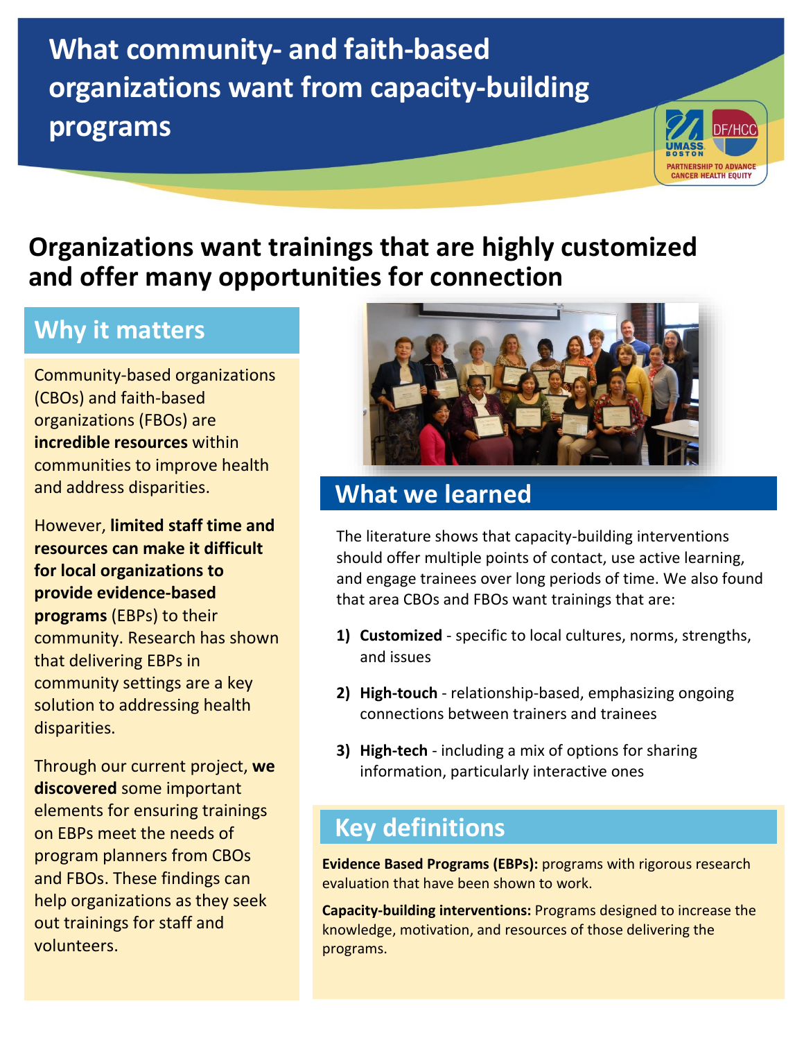# What community- and faith-based organizations want from capacity-building programs

UMASS BOSTON | DF/HCC
PARTNERSHIP TO ADVANCE CANCER HEALTH EQUITY

## Organizations want trainings that are highly customized and offer many opportunities for connection

### Why it matters

Community-based organizations (CBOs) and faith-based organizations (FBOs) are **incredible resources** within communities to improve health and address disparities.

However, **limited staff time and resources can make it difficult for local organizations to provide evidence-based programs** (EBPs) to their community. Research has shown that delivering EBPs in community settings are a key solution to addressing health disparities.

Through our current project, **we discovered** some important elements for ensuring trainings on EBPs meet the needs of program planners from CBOs and FBOs. These findings can help organizations as they seek out trainings for staff and volunteers.

### What we learned

The literature shows that capacity-building interventions should offer multiple points of contact, use active learning, and engage trainees over long periods of time. We also found that area CBOs and FBOs want trainings that are:

1) **Customized** - specific to local cultures, norms, strengths, and issues
2) **High-touch** - relationship-based, emphasizing ongoing connections between trainers and trainees
3) **High-tech** - including a mix of options for sharing information, particularly interactive ones

### Key definitions

**Evidence Based Programs (EBPs):** programs with rigorous research evaluation that have been shown to work.

**Capacity-building interventions:** Programs designed to increase the knowledge, motivation, and resources of those delivering the programs.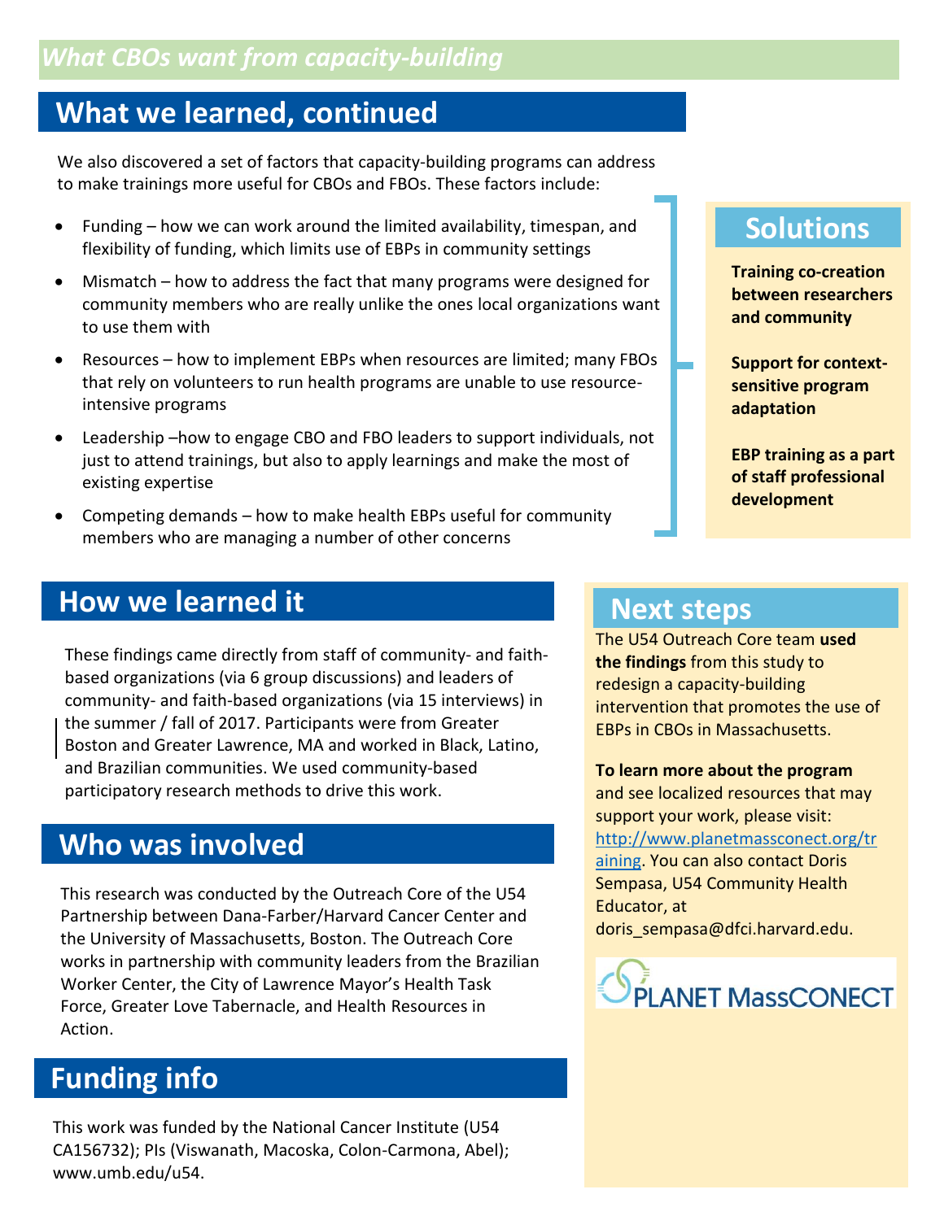*What CBOs want from capacity-building*

## What we learned, continued

We also discovered a set of factors that capacity-building programs can address to make trainings more useful for CBOs and FBOs. These factors include:

- Funding – how we can work around the limited availability, timespan, and flexibility of funding, which limits use of EBPs in community settings
- Mismatch – how to address the fact that many programs were designed for community members who are really unlike the ones local organizations want to use them with
- Resources – how to implement EBPs when resources are limited; many FBOs that rely on volunteers to run health programs are unable to use resource-intensive programs
- Leadership –how to engage CBO and FBO leaders to support individuals, not just to attend trainings, but also to apply learnings and make the most of existing expertise
- Competing demands – how to make health EBPs useful for community members who are managing a number of other concerns

## Solutions

**Training co-creation between researchers and community**

**Support for context-sensitive program adaptation**

**EBP training as a part of staff professional development**

## How we learned it

These findings came directly from staff of community- and faith-based organizations (via 6 group discussions) and leaders of community- and faith-based organizations (via 15 interviews) in the summer / fall of 2017. Participants were from Greater Boston and Greater Lawrence, MA and worked in Black, Latino, and Brazilian communities. We used community-based participatory research methods to drive this work.

## Who was involved

This research was conducted by the Outreach Core of the U54 Partnership between Dana-Farber/Harvard Cancer Center and the University of Massachusetts, Boston. The Outreach Core works in partnership with community leaders from the Brazilian Worker Center, the City of Lawrence Mayor's Health Task Force, Greater Love Tabernacle, and Health Resources in Action.

## Funding info

This work was funded by the National Cancer Institute (U54 CA156732); PIs (Viswanath, Macoska, Colon-Carmona, Abel); www.umb.edu/u54.

## Next steps

The U54 Outreach Core team **used the findings** from this study to redesign a capacity-building intervention that promotes the use of EBPs in CBOs in Massachusetts.

**To learn more about the program** and see localized resources that may support your work, please visit: http://www.planetmassconect.org/training. You can also contact Doris Sempasa, U54 Community Health Educator, at doris_sempasa@dfci.harvard.edu.

PLANET MassCONECT